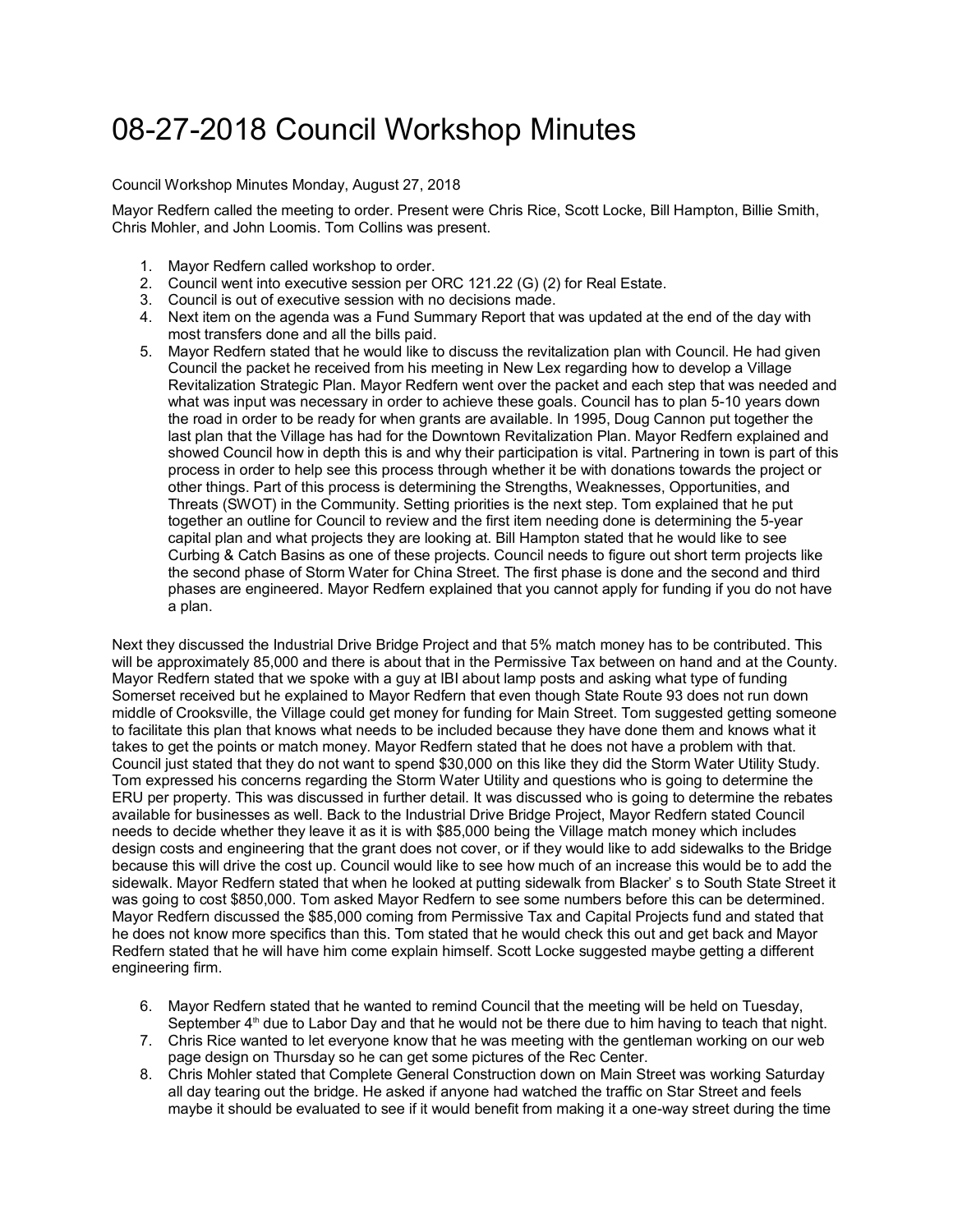# 08-27-2018 Council Workshop Minutes

Council Workshop Minutes Monday, August 27, 2018

Mayor Redfern called the meeting to order. Present were Chris Rice, Scott Locke, Bill Hampton, Billie Smith, Chris Mohler, and John Loomis. Tom Collins was present.

1. Mayor Redfern called workshop to order.
2. Council went into executive session per ORC 121.22 (G) (2) for Real Estate.
3. Council is out of executive session with no decisions made.
4. Next item on the agenda was a Fund Summary Report that was updated at the end of the day with most transfers done and all the bills paid.
5. Mayor Redfern stated that he would like to discuss the revitalization plan with Council. He had given Council the packet he received from his meeting in New Lex regarding how to develop a Village Revitalization Strategic Plan. Mayor Redfern went over the packet and each step that was needed and what was input was necessary in order to achieve these goals. Council has to plan 5-10 years down the road in order to be ready for when grants are available. In 1995, Doug Cannon put together the last plan that the Village has had for the Downtown Revitalization Plan. Mayor Redfern explained and showed Council how in depth this is and why their participation is vital. Partnering in town is part of this process in order to help see this process through whether it be with donations towards the project or other things. Part of this process is determining the Strengths, Weaknesses, Opportunities, and Threats (SWOT) in the Community. Setting priorities is the next step. Tom explained that he put together an outline for Council to review and the first item needing done is determining the 5-year capital plan and what projects they are looking at. Bill Hampton stated that he would like to see Curbing & Catch Basins as one of these projects. Council needs to figure out short term projects like the second phase of Storm Water for China Street. The first phase is done and the second and third phases are engineered. Mayor Redfern explained that you cannot apply for funding if you do not have a plan.

Next they discussed the Industrial Drive Bridge Project and that 5% match money has to be contributed. This will be approximately 85,000 and there is about that in the Permissive Tax between on hand and at the County. Mayor Redfern stated that we spoke with a guy at IBI about lamp posts and asking what type of funding Somerset received but he explained to Mayor Redfern that even though State Route 93 does not run down middle of Crooksville, the Village could get money for funding for Main Street. Tom suggested getting someone to facilitate this plan that knows what needs to be included because they have done them and knows what it takes to get the points or match money. Mayor Redfern stated that he does not have a problem with that. Council just stated that they do not want to spend $30,000 on this like they did the Storm Water Utility Study. Tom expressed his concerns regarding the Storm Water Utility and questions who is going to determine the ERU per property. This was discussed in further detail. It was discussed who is going to determine the rebates available for businesses as well. Back to the Industrial Drive Bridge Project, Mayor Redfern stated Council needs to decide whether they leave it as it is with $85,000 being the Village match money which includes design costs and engineering that the grant does not cover, or if they would like to add sidewalks to the Bridge because this will drive the cost up. Council would like to see how much of an increase this would be to add the sidewalk. Mayor Redfern stated that when he looked at putting sidewalk from Blacker' s to South State Street it was going to cost $850,000. Tom asked Mayor Redfern to see some numbers before this can be determined. Mayor Redfern discussed the $85,000 coming from Permissive Tax and Capital Projects fund and stated that he does not know more specifics than this. Tom stated that he would check this out and get back and Mayor Redfern stated that he will have him come explain himself. Scott Locke suggested maybe getting a different engineering firm.

6. Mayor Redfern stated that he wanted to remind Council that the meeting will be held on Tuesday, September 4th due to Labor Day and that he would not be there due to him having to teach that night.
7. Chris Rice wanted to let everyone know that he was meeting with the gentleman working on our web page design on Thursday so he can get some pictures of the Rec Center.
8. Chris Mohler stated that Complete General Construction down on Main Street was working Saturday all day tearing out the bridge. He asked if anyone had watched the traffic on Star Street and feels maybe it should be evaluated to see if it would benefit from making it a one-way street during the time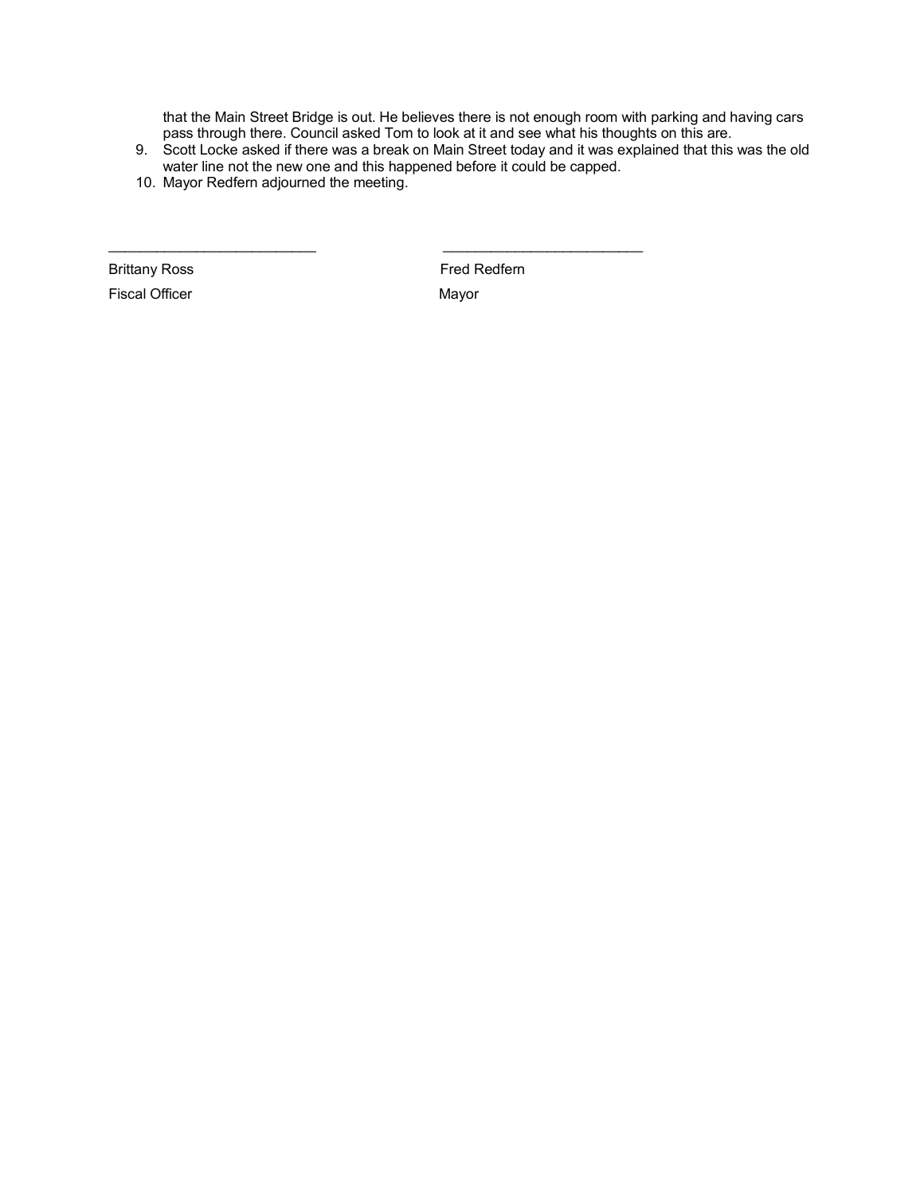that the Main Street Bridge is out. He believes there is not enough room with parking and having cars pass through there. Council asked Tom to look at it and see what his thoughts on this are.

9. Scott Locke asked if there was a break on Main Street today and it was explained that this was the old water line not the new one and this happened before it could be capped.
10. Mayor Redfern adjourned the meeting.

\_\_\_\_\_\_\_\_\_\_\_\_\_\_\_\_\_\_\_\_\_\_\_\_\_\_ \_\_\_\_\_\_\_\_\_\_\_\_\_\_\_\_\_\_\_\_\_\_\_\_\_\_

Brittany Ross
Fiscal Officer

Fred Redfern
Mayor